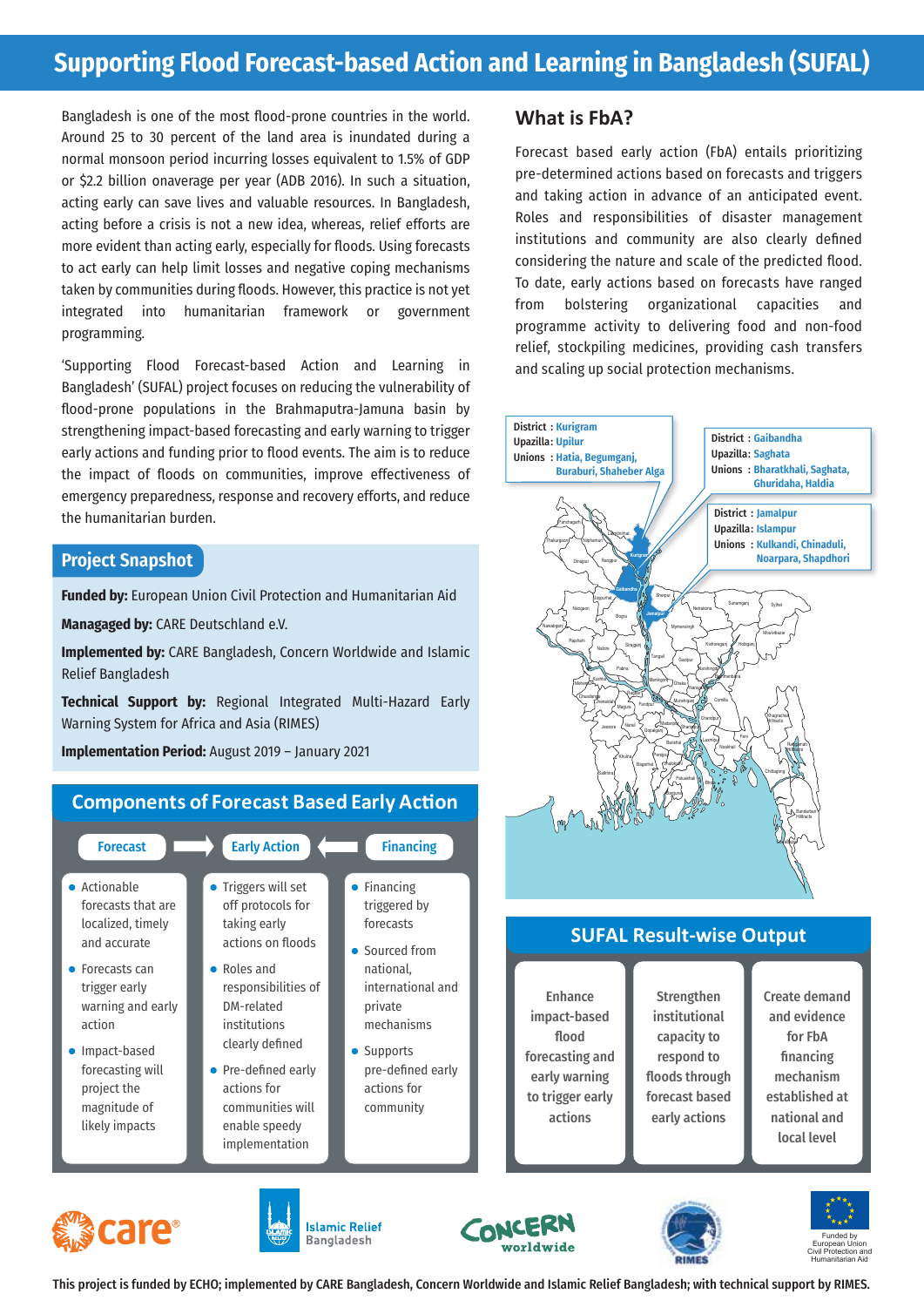# Supporting Flood Forecast-based Action and Learning in Bangladesh (SUFAL)

Bangladesh is one of the most flood-prone countries in the world. Around 25 to 30 percent of the land area is inundated during a normal monsoon period incurring losses equivalent to 1.5% of GDP or $2.2 billion onaverage per year (ADB 2016). In such a situation, acting early can save lives and valuable resources. In Bangladesh, acting before a crisis is not a new idea, whereas, relief efforts are more evident than acting early, especially for floods. Using forecasts to act early can help limit losses and negative coping mechanisms taken by communities during floods. However, this practice is not yet integrated into humanitarian framework or government programming.

'Supporting Flood Forecast-based Action and Learning in Bangladesh' (SUFAL) project focuses on reducing the vulnerability of flood-prone populations in the Brahmaputra-Jamuna basin by strengthening impact-based forecasting and early warning to trigger early actions and funding prior to flood events. The aim is to reduce the impact of floods on communities, improve effectiveness of emergency preparedness, response and recovery efforts, and reduce the humanitarian burden.

## Project Snapshot

**Funded by:** European Union Civil Protection and Humanitarian Aid

**Managaged by:** CARE Deutschland e.V.

**Implemented by:** CARE Bangladesh, Concern Worldwide and Islamic Relief Bangladesh

**Technical Support by:** Regional Integrated Multi-Hazard Early Warning System for Africa and Asia (RIMES)

**Implementation Period:** August 2019 – January 2021

## Components of Forecast Based Early Action

Forecast ➡ Early Action ⬅ Financing

| Forecast | Early Action | Financing |
| --- | --- | --- |
| • Actionable forecasts that are localized, timely and accurate<br>• Forecasts can trigger early warning and early action<br>• Impact-based forecasting will project the magnitude of likely impacts | • Triggers will set off protocols for taking early actions on floods<br>• Roles and responsibilities of DM-related institutions clearly defined<br>• Pre-defined early actions for communities will enable speedy implementation | • Financing triggered by forecasts<br>• Sourced from national, international and private mechanisms<br>• Supports pre-defined early actions for community |

## What is FbA?

Forecast based early action (FbA) entails prioritizing pre-determined actions based on forecasts and triggers and taking action in advance of an anticipated event. Roles and responsibilities of disaster management institutions and community are also clearly defined considering the nature and scale of the predicted flood. To date, early actions based on forecasts have ranged from bolstering organizational capacities and programme activity to delivering food and non-food relief, stockpiling medicines, providing cash transfers and scaling up social protection mechanisms.

District : Kurigram
Upazilla: Ulipur
Unions : Hatia, Begumganj, Buraburi, Shaheber Alga

District : Gaibandha
Upazilla: Saghata
Unions : Bharatkhali, Saghata, Ghuridaha, Haldia

District : Jamalpur
Upazilla: Islampur
Unions : Kulkandi, Chinaduli, Noarpara, Shapdhori

## SUFAL Result-wise Output

| Enhance impact-based flood forecasting and early warning to trigger early actions | Strengthen institutional capacity to respond to floods through forecast based early actions | Create demand and evidence for FbA financing mechanism established at national and local level |
| --- | --- | --- |

Funded by European Union Civil Protection and Humanitarian Aid

This project is funded by ECHO; implemented by CARE Bangladesh, Concern Worldwide and Islamic Relief Bangladesh; with technical support by RIMES.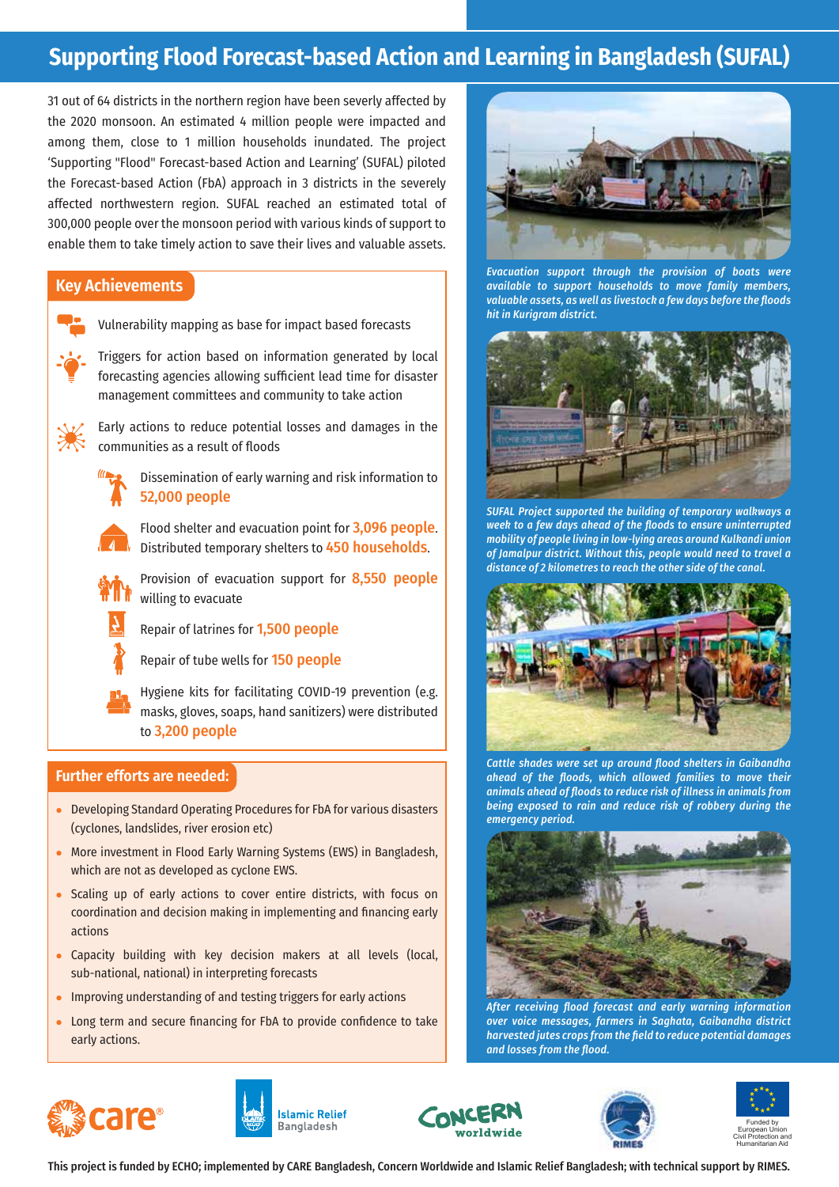# Supporting Flood Forecast-based Action and Learning in Bangladesh (SUFAL)

31 out of 64 districts in the northern region have been severely affected by the 2020 monsoon. An estimated 4 million people were impacted and among them, close to 1 million households inundated. The project 'Supporting "Flood" Forecast-based Action and Learning' (SUFAL) piloted the Forecast-based Action (FbA) approach in 3 districts in the severely affected northwestern region. SUFAL reached an estimated total of 300,000 people over the monsoon period with various kinds of support to enable them to take timely action to save their lives and valuable assets.

## Key Achievements

- Vulnerability mapping as base for impact based forecasts
- Triggers for action based on information generated by local forecasting agencies allowing sufficient lead time for disaster management committees and community to take action
- Early actions to reduce potential losses and damages in the communities as a result of floods
  - Dissemination of early warning and risk information to **52,000 people**
  - Flood shelter and evacuation point for **3,096 people**. Distributed temporary shelters to **450 households**.
  - Provision of evacuation support for **8,550 people** willing to evacuate
  - Repair of latrines for **1,500 people**
  - Repair of tube wells for **150 people**
  - Hygiene kits for facilitating COVID-19 prevention (e.g. masks, gloves, soaps, hand sanitizers) were distributed to **3,200 people**

## Further efforts are needed:

- Developing Standard Operating Procedures for FbA for various disasters (cyclones, landslides, river erosion etc)
- More investment in Flood Early Warning Systems (EWS) in Bangladesh, which are not as developed as cyclone EWS.
- Scaling up of early actions to cover entire districts, with focus on coordination and decision making in implementing and financing early actions
- Capacity building with key decision makers at all levels (local, sub-national, national) in interpreting forecasts
- Improving understanding of and testing triggers for early actions
- Long term and secure financing for FbA to provide confidence to take early actions.

*Evacuation support through the provision of boats were available to support households to move family members, valuable assets, as well as livestock a few days before the floods hit in Kurigram district.*

*SUFAL Project supported the building of temporary walkways a week to a few days ahead of the floods to ensure uninterrupted mobility of people living in low-lying areas around Kulkandi union of Jamalpur district. Without this, people would need to travel a distance of 2 kilometres to reach the other side of the canal.*

*Cattle shades were set up around flood shelters in Gaibandha ahead of the floods, which allowed families to move their animals ahead of floods to reduce risk of illness in animals from being exposed to rain and reduce risk of robbery during the emergency period.*

*After receiving flood forecast and early warning information over voice messages, farmers in Saghata, Gaibandha district harvested jutes crops from the field to reduce potential damages and losses from the flood.*

care® | Islamic Relief Bangladesh | Concern worldwide | RIMES | Funded by European Union Civil Protection and Humanitarian Aid

**This project is funded by ECHO; implemented by CARE Bangladesh, Concern Worldwide and Islamic Relief Bangladesh; with technical support by RIMES.**